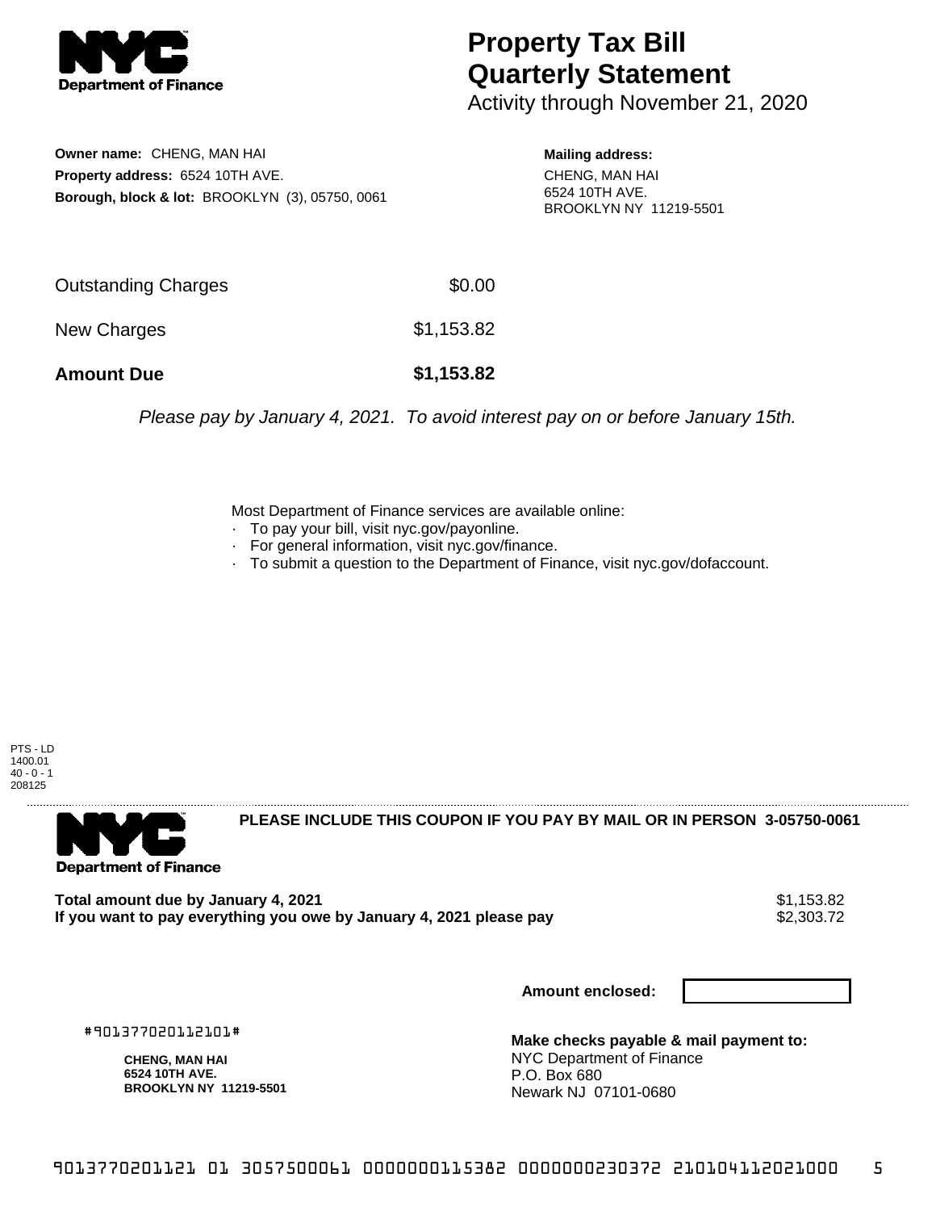**NYC Department of Finance**

# Property Tax Bill Quarterly Statement

Activity through November 21, 2020

**Owner name:** CHENG, MAN HAI
**Property address:** 6524 10TH AVE.
**Borough, block & lot:** BROOKLYN (3), 05750, 0061

**Mailing address:**
CHENG, MAN HAI
6524 10TH AVE.
BROOKLYN NY 11219-5501

| | |
|---|---|
| Outstanding Charges | $0.00 |
| New Charges | $1,153.82 |
| **Amount Due** | **$1,153.82** |

*Please pay by January 4, 2021. To avoid interest pay on or before January 15th.*

Most Department of Finance services are available online:
- To pay your bill, visit nyc.gov/payonline.
- For general information, visit nyc.gov/finance.
- To submit a question to the Department of Finance, visit nyc.gov/dofaccount.

PTS - LD
1400.01
40 - 0 - 1
208125

---

**Department of Finance**

**PLEASE INCLUDE THIS COUPON IF YOU PAY BY MAIL OR IN PERSON 3-05750-0061**

| | |
|---|---|
| **Total amount due by January 4, 2021** | $1,153.82 |
| **If you want to pay everything you owe by January 4, 2021 please pay** | $2,303.72 |

**Amount enclosed:**

#901377020112101#

**CHENG, MAN HAI**
**6524 10TH AVE.**
**BROOKLYN NY 11219-5501**

**Make checks payable & mail payment to:**
NYC Department of Finance
P.O. Box 680
Newark NJ 07101-0680

9013770201121 01 3057500061 0000000115382 0000000230372 210104112021000 5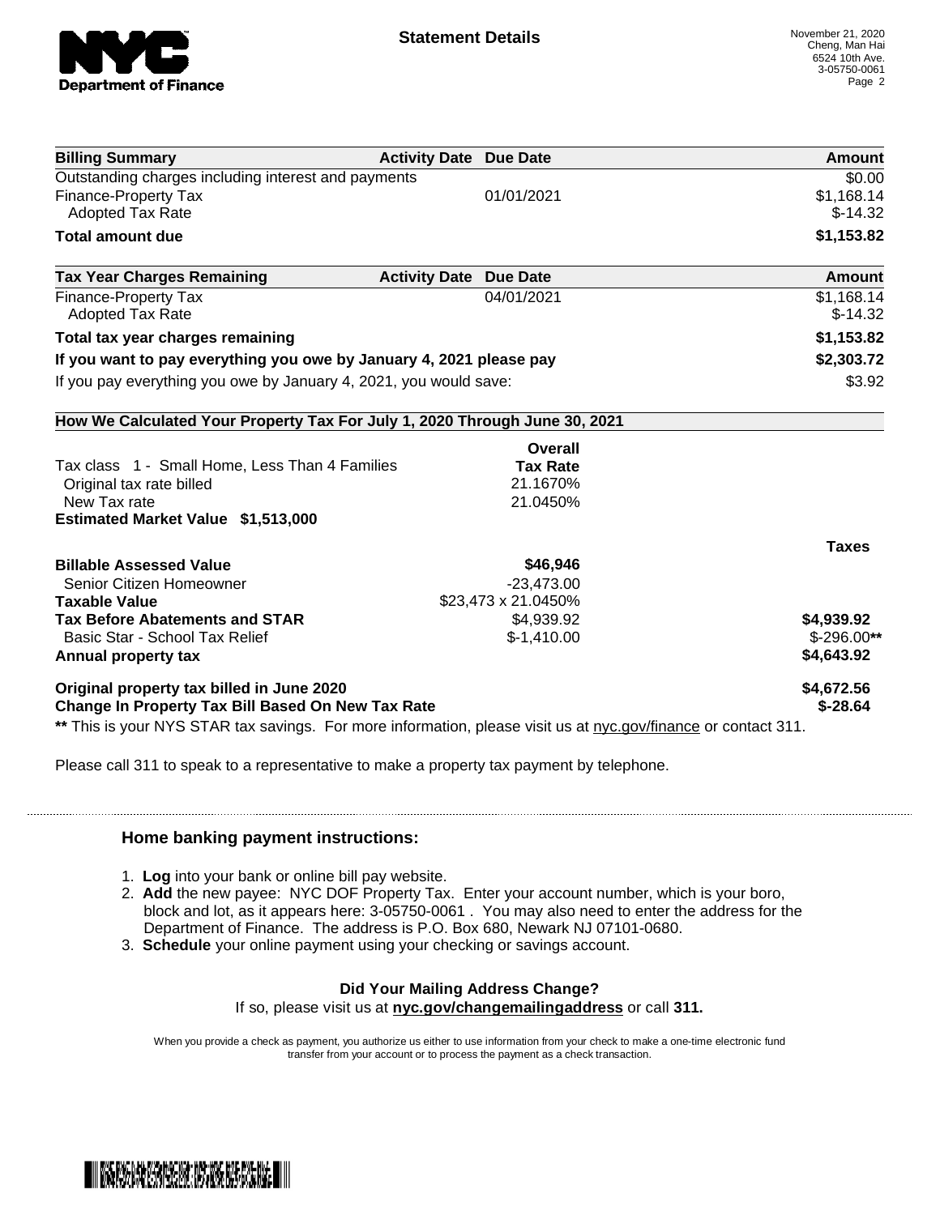# Statement Details

November 21, 2020
Cheng, Man Hai
6524 10th Ave.
3-05750-0061

| Billing Summary | Activity Date | Due Date | Amount |
|---|---|---|---|
| Outstanding charges including interest and payments | | | $0.00 |
| Finance-Property Tax | | 01/01/2021 | $1,168.14 |
| Adopted Tax Rate | | | $-14.32 |
| **Total amount due** | | | **$1,153.82** |

| Tax Year Charges Remaining | Activity Date | Due Date | Amount |
|---|---|---|---|
| Finance-Property Tax | | 04/01/2021 | $1,168.14 |
| Adopted Tax Rate | | | $-14.32 |
| **Total tax year charges remaining** | | | **$1,153.82** |
| **If you want to pay everything you owe by January 4, 2021 please pay** | | | **$2,303.72** |
| If you pay everything you owe by January 4, 2021, you would save: | | | $3.92 |

**How We Calculated Your Property Tax For July 1, 2020 Through June 30, 2021**

| | Overall Tax Rate | Taxes |
|---|---|---|
| Tax class 1 - Small Home, Less Than 4 Families | | |
| Original tax rate billed | 21.1670% | |
| New Tax rate | 21.0450% | |
| **Estimated Market Value $1,513,000** | | |
| **Billable Assessed Value** | **$46,946** | |
| Senior Citizen Homeowner | -23,473.00 | |
| **Taxable Value** | $23,473 x 21.0450% | |
| **Tax Before Abatements and STAR** | $4,939.92 | **$4,939.92** |
| Basic Star - School Tax Relief | $-1,410.00 | $-296.00** |
| **Annual property tax** | | **$4,643.92** |
| **Original property tax billed in June 2020** | | **$4,672.56** |
| **Change In Property Tax Bill Based On New Tax Rate** | | **$-28.64** |

** This is your NYS STAR tax savings. For more information, please visit us at nyc.gov/finance or contact 311.

Please call 311 to speak to a representative to make a property tax payment by telephone.

## Home banking payment instructions:

1. **Log** into your bank or online bill pay website.
2. **Add** the new payee: NYC DOF Property Tax. Enter your account number, which is your boro, block and lot, as it appears here: 3-05750-0061 . You may also need to enter the address for the Department of Finance. The address is P.O. Box 680, Newark NJ 07101-0680.
3. **Schedule** your online payment using your checking or savings account.

**Did Your Mailing Address Change?**

If so, please visit us at **nyc.gov/changemailingaddress** or call **311.**

When you provide a check as payment, you authorize us either to use information from your check to make a one-time electronic fund transfer from your account or to process the payment as a check transaction.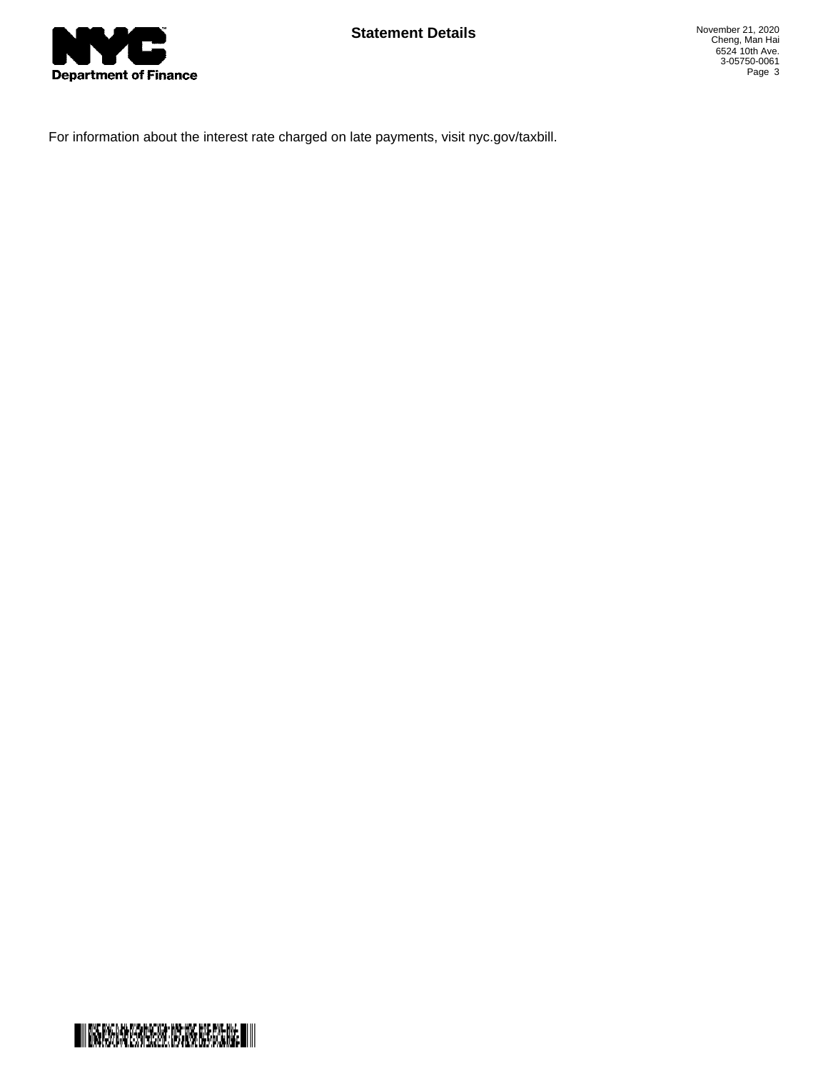For information about the interest rate charged on late payments, visit nyc.gov/taxbill.